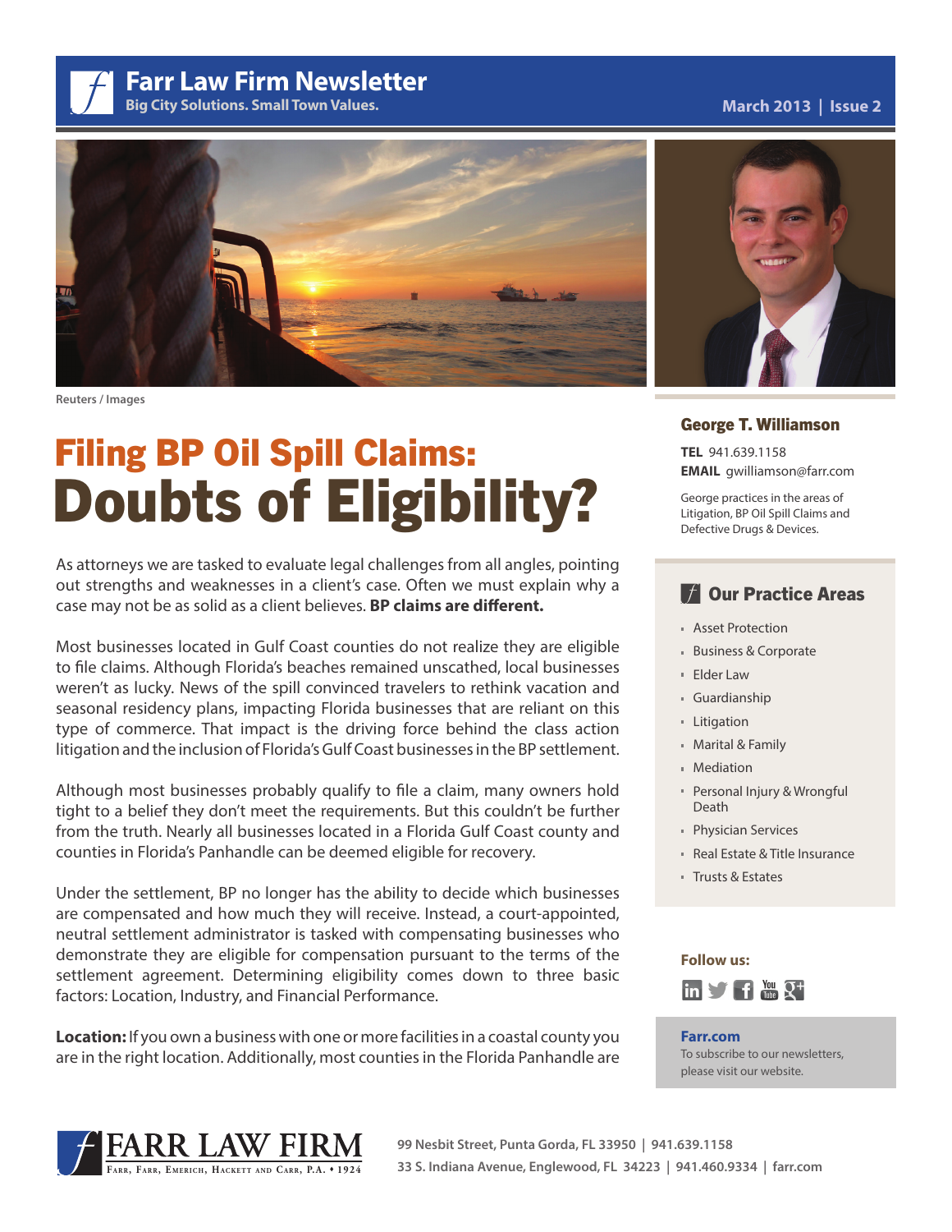# Farr Law Firm Newsletter

**Big City Solutions. Small Town Values.**

March 2013 | Issue 2

Reuters / Images

## Filing BP Oil Spill Claims: Doubts of Eligibility?

As attorneys we are tasked to evaluate legal challenges from all angles, pointing out strengths and weaknesses in a client's case. Often we must explain why a case may not be as solid as a client believes. **BP claims are different.**

Most businesses located in Gulf Coast counties do not realize they are eligible to file claims. Although Florida's beaches remained unscathed, local businesses weren't as lucky. News of the spill convinced travelers to rethink vacation and seasonal residency plans, impacting Florida businesses that are reliant on this type of commerce. That impact is the driving force behind the class action litigation and the inclusion of Florida's Gulf Coast businesses in the BP settlement.

Although most businesses probably qualify to file a claim, many owners hold tight to a belief they don't meet the requirements. But this couldn't be further from the truth. Nearly all businesses located in a Florida Gulf Coast county and counties in Florida's Panhandle can be deemed eligible for recovery.

Under the settlement, BP no longer has the ability to decide which businesses are compensated and how much they will receive. Instead, a court-appointed, neutral settlement administrator is tasked with compensating businesses who demonstrate they are eligible for compensation pursuant to the terms of the settlement agreement. Determining eligibility comes down to three basic factors: Location, Industry, and Financial Performance.

**Location:** If you own a business with one or more facilities in a coastal county you are in the right location. Additionally, most counties in the Florida Panhandle are

### George T. Williamson

**TEL** 941.639.1158
**EMAIL** gwilliamson@farr.com

George practices in the areas of Litigation, BP Oil Spill Claims and Defective Drugs & Devices.

### Our Practice Areas

- Asset Protection
- Business & Corporate
- Elder Law
- Guardianship
- Litigation
- Marital & Family
- Mediation
- Personal Injury & Wrongful Death
- Physician Services
- Real Estate & Title Insurance
- Trusts & Estates

**Follow us:**

**Farr.com**
To subscribe to our newsletters, please visit our website.

FARR LAW FIRM
Farr, Farr, Emerich, Hackett and Carr, P.A. • 1924

99 Nesbit Street, Punta Gorda, FL 33950 | 941.639.1158
33 S. Indiana Avenue, Englewood, FL 34223 | 941.460.9334 | farr.com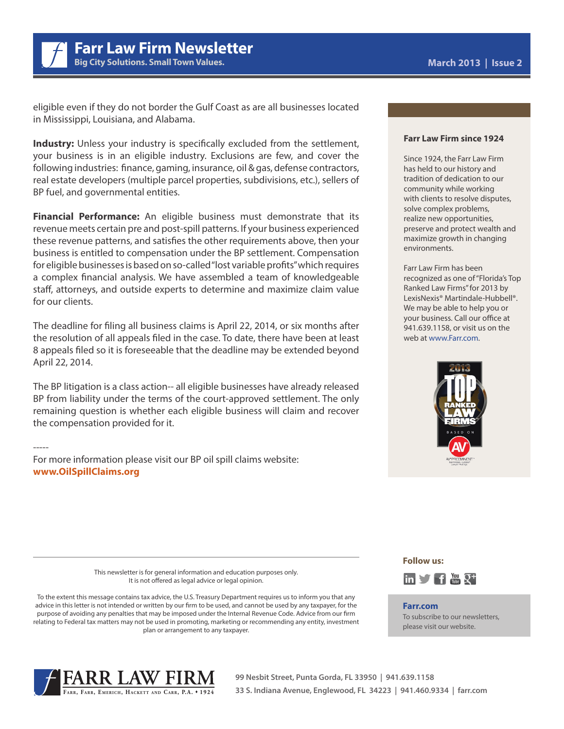eligible even if they do not border the Gulf Coast as are all businesses located in Mississippi, Louisiana, and Alabama.

**Industry:** Unless your industry is specifically excluded from the settlement, your business is in an eligible industry. Exclusions are few, and cover the following industries: finance, gaming, insurance, oil & gas, defense contractors, real estate developers (multiple parcel properties, subdivisions, etc.), sellers of BP fuel, and governmental entities.

**Financial Performance:** An eligible business must demonstrate that its revenue meets certain pre and post-spill patterns. If your business experienced these revenue patterns, and satisfies the other requirements above, then your business is entitled to compensation under the BP settlement. Compensation for eligible businesses is based on so-called "lost variable profits" which requires a complex financial analysis. We have assembled a team of knowledgeable staff, attorneys, and outside experts to determine and maximize claim value for our clients.

The deadline for filing all business claims is April 22, 2014, or six months after the resolution of all appeals filed in the case. To date, there have been at least 8 appeals filed so it is foreseeable that the deadline may be extended beyond April 22, 2014.

The BP litigation is a class action-- all eligible businesses have already released BP from liability under the terms of the court-approved settlement. The only remaining question is whether each eligible business will claim and recover the compensation provided for it.

-----

For more information please visit our BP oil spill claims website:
**www.OilSpillClaims.org**

### Farr Law Firm since 1924

Since 1924, the Farr Law Firm has held to our history and tradition of dedication to our community while working with clients to resolve disputes, solve complex problems, realize new opportunities, preserve and protect wealth and maximize growth in changing environments.

Farr Law Firm has been recognized as one of "Florida's Top Ranked Law Firms" for 2013 by LexisNexis® Martindale-Hubbell®. We may be able to help you or your business. Call our office at 941.639.1158, or visit us on the web at www.Farr.com.

This newsletter is for general information and education purposes only. It is not offered as legal advice or legal opinion.

To the extent this message contains tax advice, the U.S. Treasury Department requires us to inform you that any advice in this letter is not intended or written by our firm to be used, and cannot be used by any taxpayer, for the purpose of avoiding any penalties that may be imposed under the Internal Revenue Code. Advice from our firm relating to Federal tax matters may not be used in promoting, marketing or recommending any entity, investment plan or arrangement to any taxpayer.

**Follow us:**

**Farr.com**
To subscribe to our newsletters, please visit our website.

FARR LAW FIRM
Farr, Farr, Emerich, Hackett and Carr, P.A. • 1924

99 Nesbit Street, Punta Gorda, FL 33950 | 941.639.1158
33 S. Indiana Avenue, Englewood, FL 34223 | 941.460.9334 | farr.com